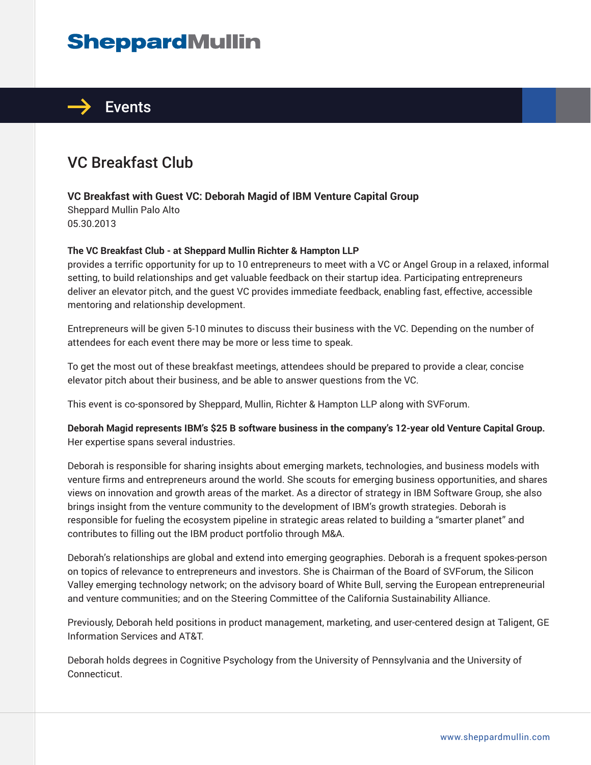# SheppardMullin

## Events

# VC Breakfast Club

**VC Breakfast with Guest VC: Deborah Magid of IBM Venture Capital Group**
Sheppard Mullin Palo Alto
05.30.2013

**The VC Breakfast Club - at Sheppard Mullin Richter & Hampton LLP**
provides a terrific opportunity for up to 10 entrepreneurs to meet with a VC or Angel Group in a relaxed, informal setting, to build relationships and get valuable feedback on their startup idea. Participating entrepreneurs deliver an elevator pitch, and the guest VC provides immediate feedback, enabling fast, effective, accessible mentoring and relationship development.

Entrepreneurs will be given 5-10 minutes to discuss their business with the VC. Depending on the number of attendees for each event there may be more or less time to speak.

To get the most out of these breakfast meetings, attendees should be prepared to provide a clear, concise elevator pitch about their business, and be able to answer questions from the VC.

This event is co-sponsored by Sheppard, Mullin, Richter & Hampton LLP along with SVForum.

**Deborah Magid represents IBM's $25 B software business in the company's 12-year old Venture Capital Group.** Her expertise spans several industries.

Deborah is responsible for sharing insights about emerging markets, technologies, and business models with venture firms and entrepreneurs around the world. She scouts for emerging business opportunities, and shares views on innovation and growth areas of the market. As a director of strategy in IBM Software Group, she also brings insight from the venture community to the development of IBM's growth strategies. Deborah is responsible for fueling the ecosystem pipeline in strategic areas related to building a "smarter planet" and contributes to filling out the IBM product portfolio through M&A.

Deborah's relationships are global and extend into emerging geographies. Deborah is a frequent spokes-person on topics of relevance to entrepreneurs and investors. She is Chairman of the Board of SVForum, the Silicon Valley emerging technology network; on the advisory board of White Bull, serving the European entrepreneurial and venture communities; and on the Steering Committee of the California Sustainability Alliance.

Previously, Deborah held positions in product management, marketing, and user-centered design at Taligent, GE Information Services and AT&T.

Deborah holds degrees in Cognitive Psychology from the University of Pennsylvania and the University of Connecticut.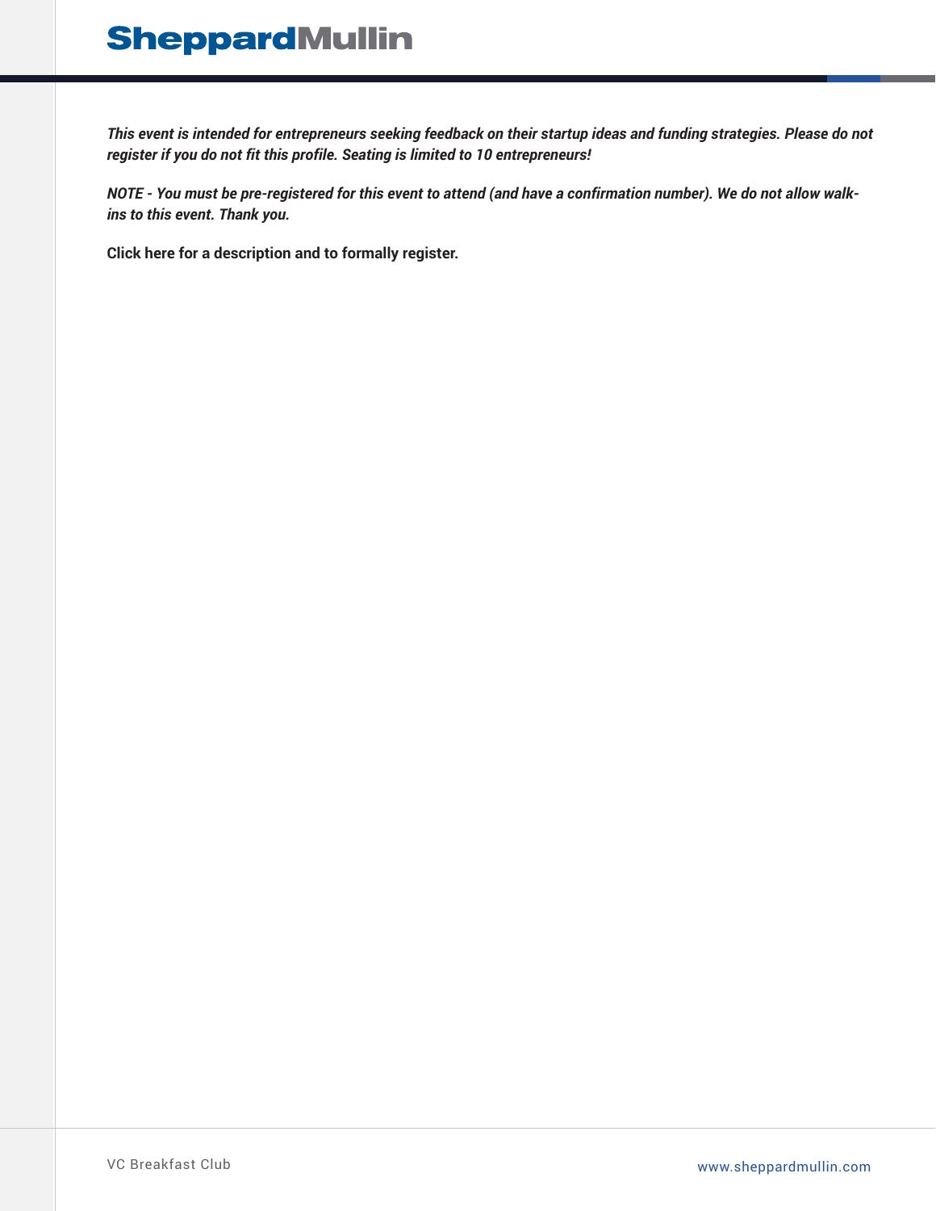***This event is intended for entrepreneurs seeking feedback on their startup ideas and funding strategies. Please do not register if you do not fit this profile. Seating is limited to 10 entrepreneurs!***

***NOTE - You must be pre-registered for this event to attend (and have a confirmation number). We do not allow walk-ins to this event. Thank you.***

**Click here for a description and to formally register.**